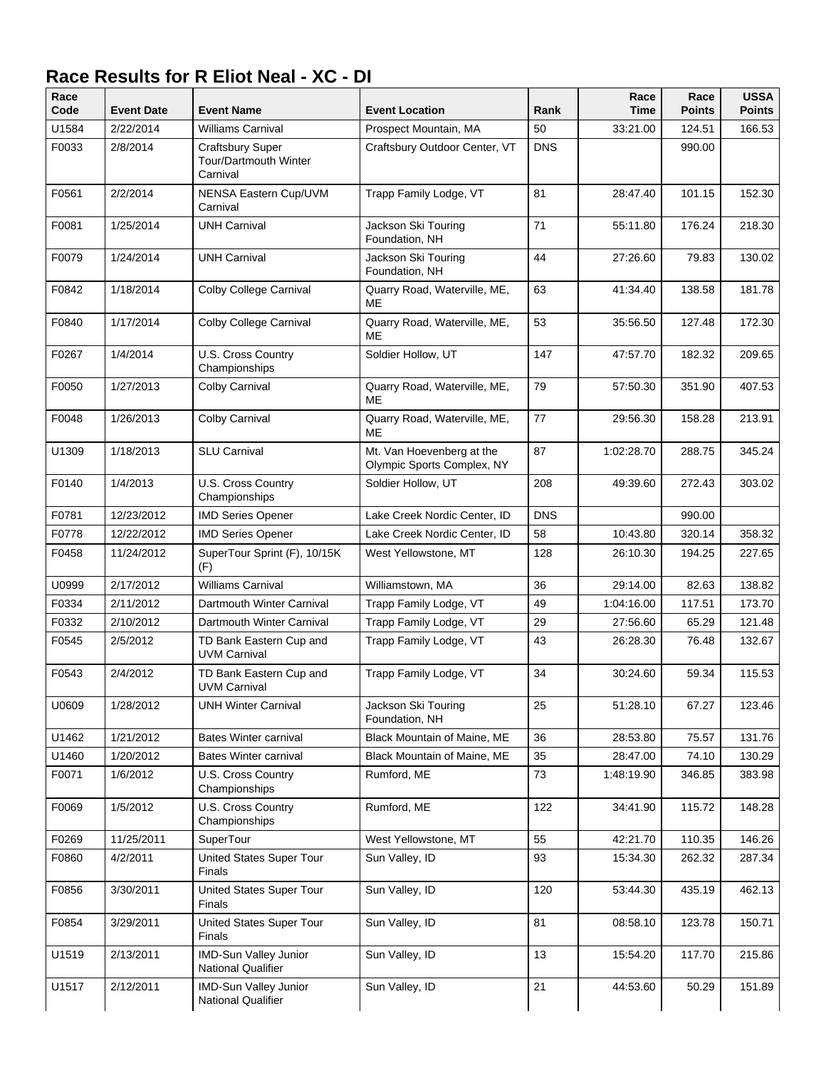# Race Results for R Eliot Neal - XC - DI

| Race Code | Event Date | Event Name | Event Location | Rank | Race Time | Race Points | USSA Points |
|---|---|---|---|---|---|---|---|
| U1584 | 2/22/2014 | Williams Carnival | Prospect Mountain, MA | 50 | 33:21.00 | 124.51 | 166.53 |
| F0033 | 2/8/2014 | Craftsbury Super Tour/Dartmouth Winter Carnival | Craftsbury Outdoor Center, VT | DNS | | 990.00 | |
| F0561 | 2/2/2014 | NENSA Eastern Cup/UVM Carnival | Trapp Family Lodge, VT | 81 | 28:47.40 | 101.15 | 152.30 |
| F0081 | 1/25/2014 | UNH Carnival | Jackson Ski Touring Foundation, NH | 71 | 55:11.80 | 176.24 | 218.30 |
| F0079 | 1/24/2014 | UNH Carnival | Jackson Ski Touring Foundation, NH | 44 | 27:26.60 | 79.83 | 130.02 |
| F0842 | 1/18/2014 | Colby College Carnival | Quarry Road, Waterville, ME, ME | 63 | 41:34.40 | 138.58 | 181.78 |
| F0840 | 1/17/2014 | Colby College Carnival | Quarry Road, Waterville, ME, ME | 53 | 35:56.50 | 127.48 | 172.30 |
| F0267 | 1/4/2014 | U.S. Cross Country Championships | Soldier Hollow, UT | 147 | 47:57.70 | 182.32 | 209.65 |
| F0050 | 1/27/2013 | Colby Carnival | Quarry Road, Waterville, ME, ME | 79 | 57:50.30 | 351.90 | 407.53 |
| F0048 | 1/26/2013 | Colby Carnival | Quarry Road, Waterville, ME, ME | 77 | 29:56.30 | 158.28 | 213.91 |
| U1309 | 1/18/2013 | SLU Carnival | Mt. Van Hoevenberg at the Olympic Sports Complex, NY | 87 | 1:02:28.70 | 288.75 | 345.24 |
| F0140 | 1/4/2013 | U.S. Cross Country Championships | Soldier Hollow, UT | 208 | 49:39.60 | 272.43 | 303.02 |
| F0781 | 12/23/2012 | IMD Series Opener | Lake Creek Nordic Center, ID | DNS | | 990.00 | |
| F0778 | 12/22/2012 | IMD Series Opener | Lake Creek Nordic Center, ID | 58 | 10:43.80 | 320.14 | 358.32 |
| F0458 | 11/24/2012 | SuperTour Sprint (F), 10/15K (F) | West Yellowstone, MT | 128 | 26:10.30 | 194.25 | 227.65 |
| U0999 | 2/17/2012 | Williams Carnival | Williamstown, MA | 36 | 29:14.00 | 82.63 | 138.82 |
| F0334 | 2/11/2012 | Dartmouth Winter Carnival | Trapp Family Lodge, VT | 49 | 1:04:16.00 | 117.51 | 173.70 |
| F0332 | 2/10/2012 | Dartmouth Winter Carnival | Trapp Family Lodge, VT | 29 | 27:56.60 | 65.29 | 121.48 |
| F0545 | 2/5/2012 | TD Bank Eastern Cup and UVM Carnival | Trapp Family Lodge, VT | 43 | 26:28.30 | 76.48 | 132.67 |
| F0543 | 2/4/2012 | TD Bank Eastern Cup and UVM Carnival | Trapp Family Lodge, VT | 34 | 30:24.60 | 59.34 | 115.53 |
| U0609 | 1/28/2012 | UNH Winter Carnival | Jackson Ski Touring Foundation, NH | 25 | 51:28.10 | 67.27 | 123.46 |
| U1462 | 1/21/2012 | Bates Winter carnival | Black Mountain of Maine, ME | 36 | 28:53.80 | 75.57 | 131.76 |
| U1460 | 1/20/2012 | Bates Winter carnival | Black Mountain of Maine, ME | 35 | 28:47.00 | 74.10 | 130.29 |
| F0071 | 1/6/2012 | U.S. Cross Country Championships | Rumford, ME | 73 | 1:48:19.90 | 346.85 | 383.98 |
| F0069 | 1/5/2012 | U.S. Cross Country Championships | Rumford, ME | 122 | 34:41.90 | 115.72 | 148.28 |
| F0269 | 11/25/2011 | SuperTour | West Yellowstone, MT | 55 | 42:21.70 | 110.35 | 146.26 |
| F0860 | 4/2/2011 | United States Super Tour Finals | Sun Valley, ID | 93 | 15:34.30 | 262.32 | 287.34 |
| F0856 | 3/30/2011 | United States Super Tour Finals | Sun Valley, ID | 120 | 53:44.30 | 435.19 | 462.13 |
| F0854 | 3/29/2011 | United States Super Tour Finals | Sun Valley, ID | 81 | 08:58.10 | 123.78 | 150.71 |
| U1519 | 2/13/2011 | IMD-Sun Valley Junior National Qualifier | Sun Valley, ID | 13 | 15:54.20 | 117.70 | 215.86 |
| U1517 | 2/12/2011 | IMD-Sun Valley Junior National Qualifier | Sun Valley, ID | 21 | 44:53.60 | 50.29 | 151.89 |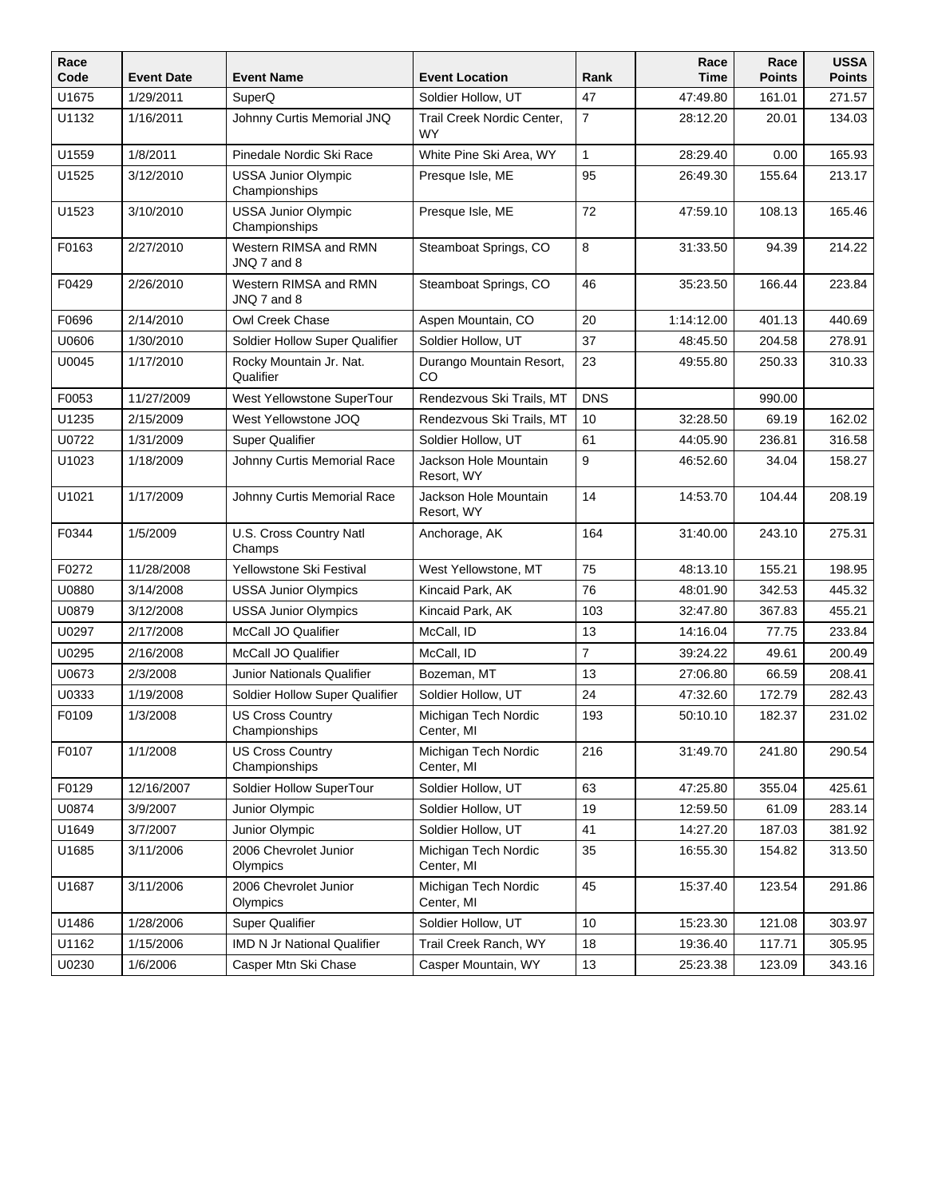| Race Code | Event Date | Event Name | Event Location | Rank | Race Time | Race Points | USSA Points |
|---|---|---|---|---|---|---|---|
| U1675 | 1/29/2011 | SuperQ | Soldier Hollow, UT | 47 | 47:49.80 | 161.01 | 271.57 |
| U1132 | 1/16/2011 | Johnny Curtis Memorial JNQ | Trail Creek Nordic Center, WY | 7 | 28:12.20 | 20.01 | 134.03 |
| U1559 | 1/8/2011 | Pinedale Nordic Ski Race | White Pine Ski Area, WY | 1 | 28:29.40 | 0.00 | 165.93 |
| U1525 | 3/12/2010 | USSA Junior Olympic Championships | Presque Isle, ME | 95 | 26:49.30 | 155.64 | 213.17 |
| U1523 | 3/10/2010 | USSA Junior Olympic Championships | Presque Isle, ME | 72 | 47:59.10 | 108.13 | 165.46 |
| F0163 | 2/27/2010 | Western RIMSA and RMN JNQ 7 and 8 | Steamboat Springs, CO | 8 | 31:33.50 | 94.39 | 214.22 |
| F0429 | 2/26/2010 | Western RIMSA and RMN JNQ 7 and 8 | Steamboat Springs, CO | 46 | 35:23.50 | 166.44 | 223.84 |
| F0696 | 2/14/2010 | Owl Creek Chase | Aspen Mountain, CO | 20 | 1:14:12.00 | 401.13 | 440.69 |
| U0606 | 1/30/2010 | Soldier Hollow Super Qualifier | Soldier Hollow, UT | 37 | 48:45.50 | 204.58 | 278.91 |
| U0045 | 1/17/2010 | Rocky Mountain Jr. Nat. Qualifier | Durango Mountain Resort, CO | 23 | 49:55.80 | 250.33 | 310.33 |
| F0053 | 11/27/2009 | West Yellowstone SuperTour | Rendezvous Ski Trails, MT | DNS | | 990.00 | |
| U1235 | 2/15/2009 | West Yellowstone JOQ | Rendezvous Ski Trails, MT | 10 | 32:28.50 | 69.19 | 162.02 |
| U0722 | 1/31/2009 | Super Qualifier | Soldier Hollow, UT | 61 | 44:05.90 | 236.81 | 316.58 |
| U1023 | 1/18/2009 | Johnny Curtis Memorial Race | Jackson Hole Mountain Resort, WY | 9 | 46:52.60 | 34.04 | 158.27 |
| U1021 | 1/17/2009 | Johnny Curtis Memorial Race | Jackson Hole Mountain Resort, WY | 14 | 14:53.70 | 104.44 | 208.19 |
| F0344 | 1/5/2009 | U.S. Cross Country Natl Champs | Anchorage, AK | 164 | 31:40.00 | 243.10 | 275.31 |
| F0272 | 11/28/2008 | Yellowstone Ski Festival | West Yellowstone, MT | 75 | 48:13.10 | 155.21 | 198.95 |
| U0880 | 3/14/2008 | USSA Junior Olympics | Kincaid Park, AK | 76 | 48:01.90 | 342.53 | 445.32 |
| U0879 | 3/12/2008 | USSA Junior Olympics | Kincaid Park, AK | 103 | 32:47.80 | 367.83 | 455.21 |
| U0297 | 2/17/2008 | McCall JO Qualifier | McCall, ID | 13 | 14:16.04 | 77.75 | 233.84 |
| U0295 | 2/16/2008 | McCall JO Qualifier | McCall, ID | 7 | 39:24.22 | 49.61 | 200.49 |
| U0673 | 2/3/2008 | Junior Nationals Qualifier | Bozeman, MT | 13 | 27:06.80 | 66.59 | 208.41 |
| U0333 | 1/19/2008 | Soldier Hollow Super Qualifier | Soldier Hollow, UT | 24 | 47:32.60 | 172.79 | 282.43 |
| F0109 | 1/3/2008 | US Cross Country Championships | Michigan Tech Nordic Center, MI | 193 | 50:10.10 | 182.37 | 231.02 |
| F0107 | 1/1/2008 | US Cross Country Championships | Michigan Tech Nordic Center, MI | 216 | 31:49.70 | 241.80 | 290.54 |
| F0129 | 12/16/2007 | Soldier Hollow SuperTour | Soldier Hollow, UT | 63 | 47:25.80 | 355.04 | 425.61 |
| U0874 | 3/9/2007 | Junior Olympic | Soldier Hollow, UT | 19 | 12:59.50 | 61.09 | 283.14 |
| U1649 | 3/7/2007 | Junior Olympic | Soldier Hollow, UT | 41 | 14:27.20 | 187.03 | 381.92 |
| U1685 | 3/11/2006 | 2006 Chevrolet Junior Olympics | Michigan Tech Nordic Center, MI | 35 | 16:55.30 | 154.82 | 313.50 |
| U1687 | 3/11/2006 | 2006 Chevrolet Junior Olympics | Michigan Tech Nordic Center, MI | 45 | 15:37.40 | 123.54 | 291.86 |
| U1486 | 1/28/2006 | Super Qualifier | Soldier Hollow, UT | 10 | 15:23.30 | 121.08 | 303.97 |
| U1162 | 1/15/2006 | IMD N Jr National Qualifier | Trail Creek Ranch, WY | 18 | 19:36.40 | 117.71 | 305.95 |
| U0230 | 1/6/2006 | Casper Mtn Ski Chase | Casper Mountain, WY | 13 | 25:23.38 | 123.09 | 343.16 |